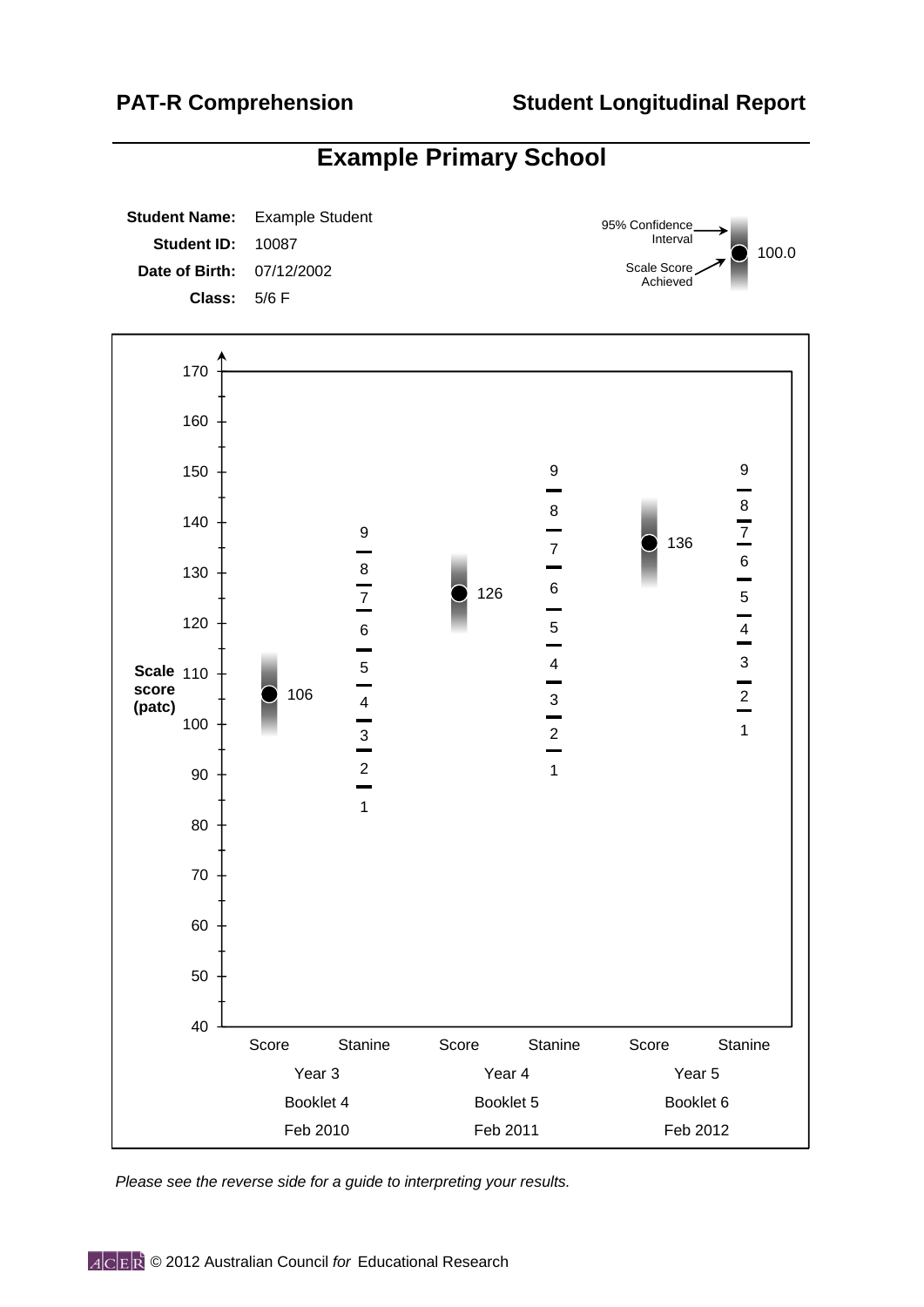**PAT-R Comprehension** | **Student Longitudinal Report**

# Example Primary School

**Student Name:** Example Student
**Student ID:** 10087
**Date of Birth:** 07/12/2002
**Class:** 5/6 F

Legend: 95% Confidence Interval; Scale Score Achieved (100.0)

Scale score (patc)

| | Year 3 | Year 4 | Year 5 |
|---|---|---|---|
| Booklet | Booklet 4 | Booklet 5 | Booklet 6 |
| Date | Feb 2010 | Feb 2011 | Feb 2012 |
| Score | 106 | 126 | 136 |

*Please see the reverse side for a guide to interpreting your results.*

© 2012 Australian Council *for* Educational Research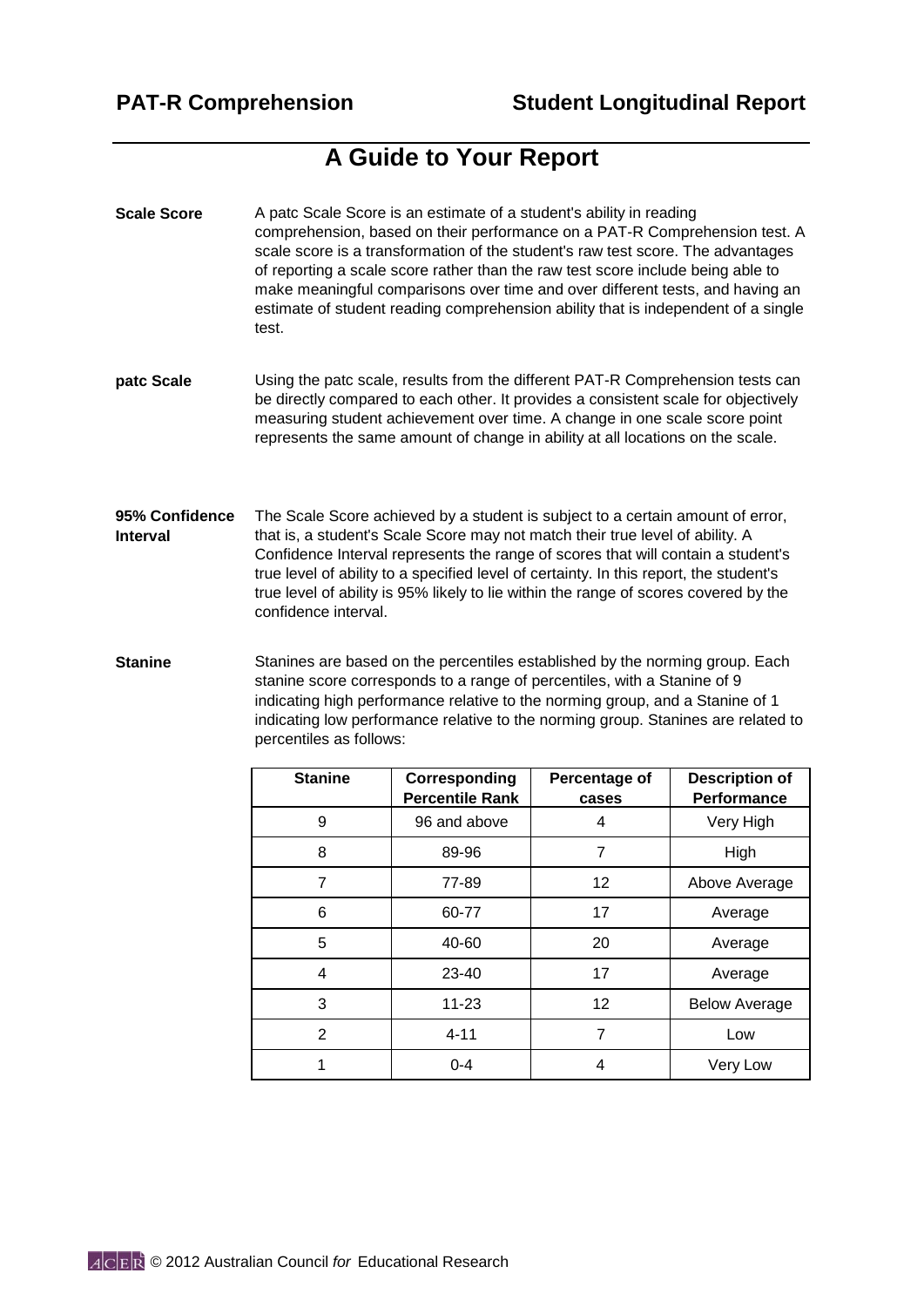**PAT-R Comprehension** **Student Longitudinal Report**

# A Guide to Your Report

**Scale Score**

A patc Scale Score is an estimate of a student's ability in reading comprehension, based on their performance on a PAT-R Comprehension test. A scale score is a transformation of the student's raw test score. The advantages of reporting a scale score rather than the raw test score include being able to make meaningful comparisons over time and over different tests, and having an estimate of student reading comprehension ability that is independent of a single test.

**patc Scale**

Using the patc scale, results from the different PAT-R Comprehension tests can be directly compared to each other. It provides a consistent scale for objectively measuring student achievement over time. A change in one scale score point represents the same amount of change in ability at all locations on the scale.

**95% Confidence Interval**

The Scale Score achieved by a student is subject to a certain amount of error, that is, a student's Scale Score may not match their true level of ability. A Confidence Interval represents the range of scores that will contain a student's true level of ability to a specified level of certainty. In this report, the student's true level of ability is 95% likely to lie within the range of scores covered by the confidence interval.

**Stanine**

Stanines are based on the percentiles established by the norming group. Each stanine score corresponds to a range of percentiles, with a Stanine of 9 indicating high performance relative to the norming group, and a Stanine of 1 indicating low performance relative to the norming group. Stanines are related to percentiles as follows:

| Stanine | Corresponding Percentile Rank | Percentage of cases | Description of Performance |
|---|---|---|---|
| 9 | 96 and above | 4 | Very High |
| 8 | 89-96 | 7 | High |
| 7 | 77-89 | 12 | Above Average |
| 6 | 60-77 | 17 | Average |
| 5 | 40-60 | 20 | Average |
| 4 | 23-40 | 17 | Average |
| 3 | 11-23 | 12 | Below Average |
| 2 | 4-11 | 7 | Low |
| 1 | 0-4 | 4 | Very Low |

ACER © 2012 Australian Council *for* Educational Research